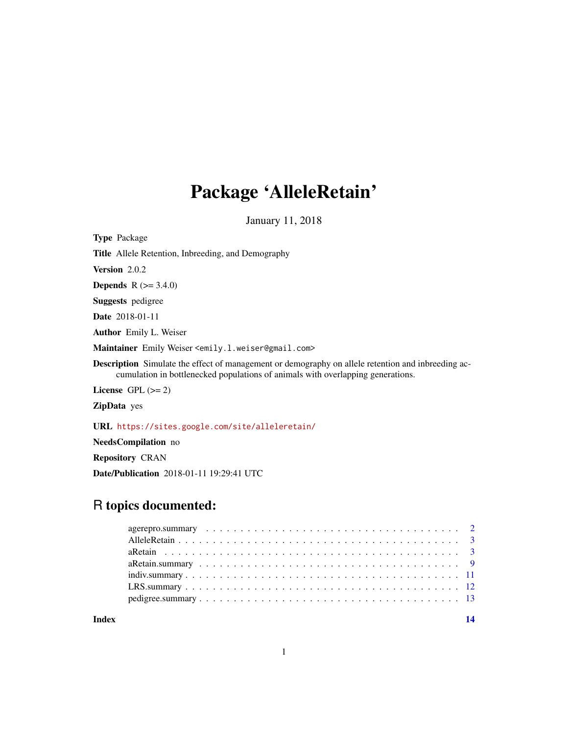# Package 'AlleleRetain'

January 11, 2018

**Type** Package

**Title** Allele Retention, Inbreeding, and Demography

**Version** 2.0.2

**Depends** R (>= 3.4.0)

**Suggests** pedigree

**Date** 2018-01-11

**Author** Emily L. Weiser

**Maintainer** Emily Weiser <emily.l.weiser@gmail.com>

**Description** Simulate the effect of management or demography on allele retention and inbreeding accumulation in bottlenecked populations of animals with overlapping generations.

**License** GPL (>= 2)

**ZipData** yes

**URL** https://sites.google.com/site/alleleretain/

**NeedsCompilation** no

**Repository** CRAN

**Date/Publication** 2018-01-11 19:29:41 UTC

## R topics documented:

- agerepro.summary . . . 2
- AlleleRetain . . . 3
- aRetain . . . 3
- aRetain.summary . . . 9
- indiv.summary . . . 11
- LRS.summary . . . 12
- pedigree.summary . . . 13

**Index** **14**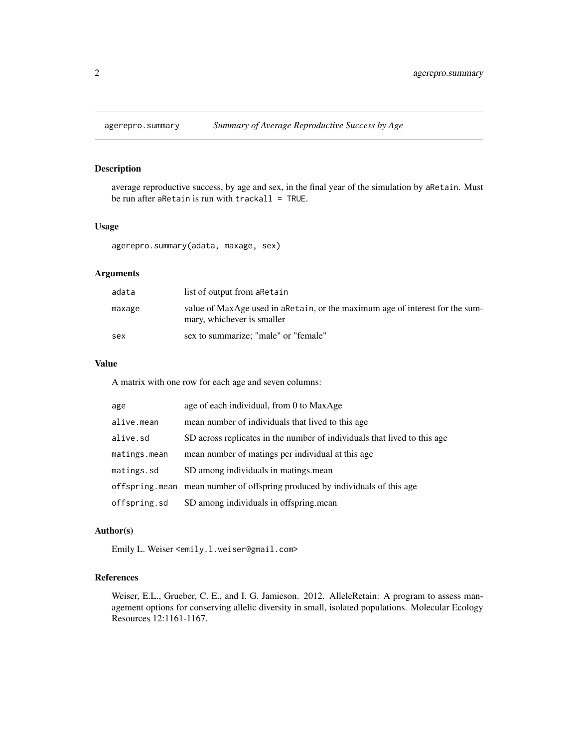## agerepro.summary    *Summary of Average Reproductive Success by Age*

### Description

average reproductive success, by age and sex, in the final year of the simulation by `aRetain`. Must be run after `aRetain` is run with `trackall = TRUE`.

### Usage

```
agerepro.summary(adata, maxage, sex)
```

### Arguments

| | |
|---|---|
| `adata` | list of output from `aRetain` |
| `maxage` | value of MaxAge used in `aRetain`, or the maximum age of interest for the summary, whichever is smaller |
| `sex` | sex to summarize; "male" or "female" |

### Value

A matrix with one row for each age and seven columns:

| | |
|---|---|
| `age` | age of each individual, from 0 to MaxAge |
| `alive.mean` | mean number of individuals that lived to this age |
| `alive.sd` | SD across replicates in the number of individuals that lived to this age |
| `matings.mean` | mean number of matings per individual at this age |
| `matings.sd` | SD among individuals in matings.mean |
| `offspring.mean` | mean number of offspring produced by individuals of this age |
| `offspring.sd` | SD among individuals in offspring.mean |

### Author(s)

Emily L. Weiser <emily.l.weiser@gmail.com>

### References

Weiser, E.L., Grueber, C. E., and I. G. Jamieson. 2012. AlleleRetain: A program to assess management options for conserving allelic diversity in small, isolated populations. Molecular Ecology Resources 12:1161-1167.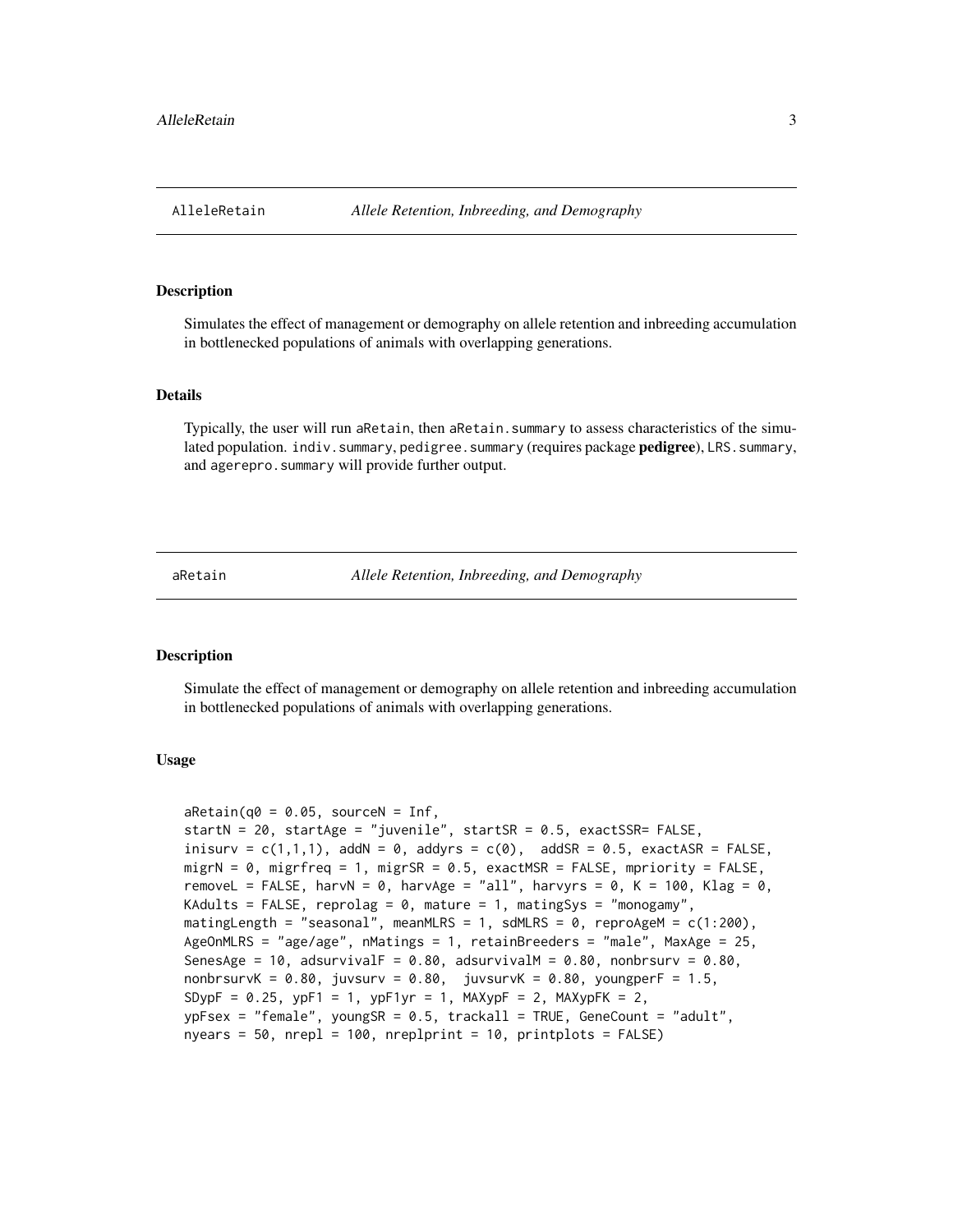## AlleleRetain *Allele Retention, Inbreeding, and Demography*

### Description

Simulates the effect of management or demography on allele retention and inbreeding accumulation in bottlenecked populations of animals with overlapping generations.

### Details

Typically, the user will run `aRetain`, then `aRetain.summary` to assess characteristics of the simulated population. `indiv.summary`, `pedigree.summary` (requires package **pedigree**), `LRS.summary`, and `agerepro.summary` will provide further output.

## aRetain *Allele Retention, Inbreeding, and Demography*

### Description

Simulate the effect of management or demography on allele retention and inbreeding accumulation in bottlenecked populations of animals with overlapping generations.

### Usage

```
aRetain(q0 = 0.05, sourceN = Inf,
startN = 20, startAge = "juvenile", startSR = 0.5, exactSSR= FALSE,
inisurv = c(1,1,1), addN = 0, addyrs = c(0),  addSR = 0.5, exactASR = FALSE,
migrN = 0, migrfreq = 1, migrSR = 0.5, exactMSR = FALSE, mpriority = FALSE,
removeL = FALSE, harvN = 0, harvAge = "all", harvyrs = 0, K = 100, Klag = 0,
KAdults = FALSE, reprolag = 0, mature = 1, matingSys = "monogamy",
matingLength = "seasonal", meanMLRS = 1, sdMLRS = 0, reproAgeM = c(1:200),
AgeOnMLRS = "age/age", nMatings = 1, retainBreeders = "male", MaxAge = 25,
SenesAge = 10, adsurvivalF = 0.80, adsurvivalM = 0.80, nonbrsurv = 0.80,
nonbrsurvK = 0.80, juvsurv = 0.80,  juvsurvK = 0.80, youngperF = 1.5,
SDypF = 0.25, ypF1 = 1, ypF1yr = 1, MAXypF = 2, MAXypFK = 2,
ypFsex = "female", youngSR = 0.5, trackall = TRUE, GeneCount = "adult",
nyears = 50, nrepl = 100, nreplprint = 10, printplots = FALSE)
```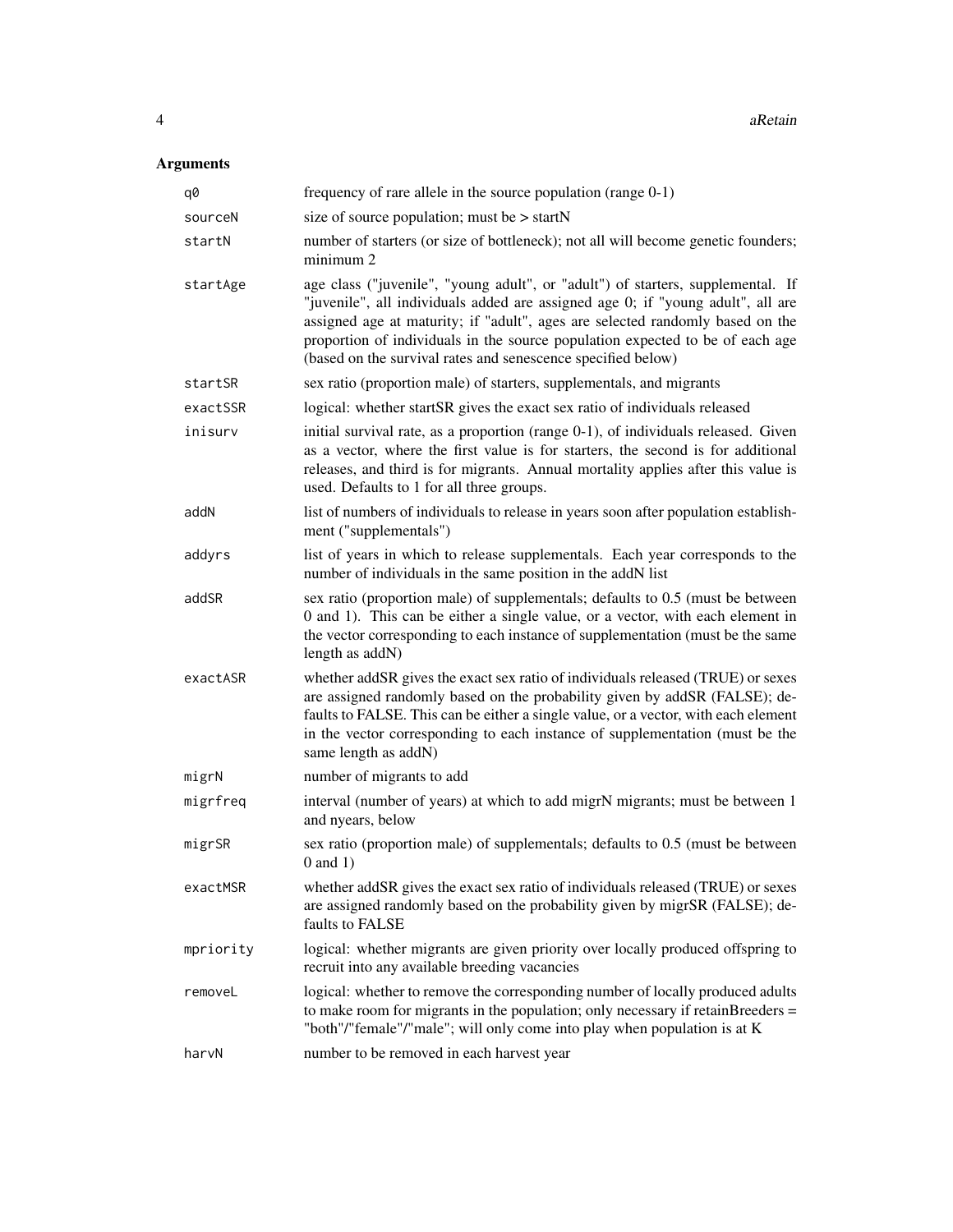## Arguments

| | |
|---|---|
| q0 | frequency of rare allele in the source population (range 0-1) |
| sourceN | size of source population; must be > startN |
| startN | number of starters (or size of bottleneck); not all will become genetic founders; minimum 2 |
| startAge | age class ("juvenile", "young adult", or "adult") of starters, supplemental. If "juvenile", all individuals added are assigned age 0; if "young adult", all are assigned age at maturity; if "adult", ages are selected randomly based on the proportion of individuals in the source population expected to be of each age (based on the survival rates and senescence specified below) |
| startSR | sex ratio (proportion male) of starters, supplementals, and migrants |
| exactSSR | logical: whether startSR gives the exact sex ratio of individuals released |
| inisurv | initial survival rate, as a proportion (range 0-1), of individuals released. Given as a vector, where the first value is for starters, the second is for additional releases, and third is for migrants. Annual mortality applies after this value is used. Defaults to 1 for all three groups. |
| addN | list of numbers of individuals to release in years soon after population establishment ("supplementals") |
| addyrs | list of years in which to release supplementals. Each year corresponds to the number of individuals in the same position in the addN list |
| addSR | sex ratio (proportion male) of supplementals; defaults to 0.5 (must be between 0 and 1). This can be either a single value, or a vector, with each element in the vector corresponding to each instance of supplementation (must be the same length as addN) |
| exactASR | whether addSR gives the exact sex ratio of individuals released (TRUE) or sexes are assigned randomly based on the probability given by addSR (FALSE); defaults to FALSE. This can be either a single value, or a vector, with each element in the vector corresponding to each instance of supplementation (must be the same length as addN) |
| migrN | number of migrants to add |
| migrfreq | interval (number of years) at which to add migrN migrants; must be between 1 and nyears, below |
| migrSR | sex ratio (proportion male) of supplementals; defaults to 0.5 (must be between 0 and 1) |
| exactMSR | whether addSR gives the exact sex ratio of individuals released (TRUE) or sexes are assigned randomly based on the probability given by migrSR (FALSE); defaults to FALSE |
| mpriority | logical: whether migrants are given priority over locally produced offspring to recruit into any available breeding vacancies |
| removeL | logical: whether to remove the corresponding number of locally produced adults to make room for migrants in the population; only necessary if retainBreeders = "both"/"female"/"male"; will only come into play when population is at K |
| harvN | number to be removed in each harvest year |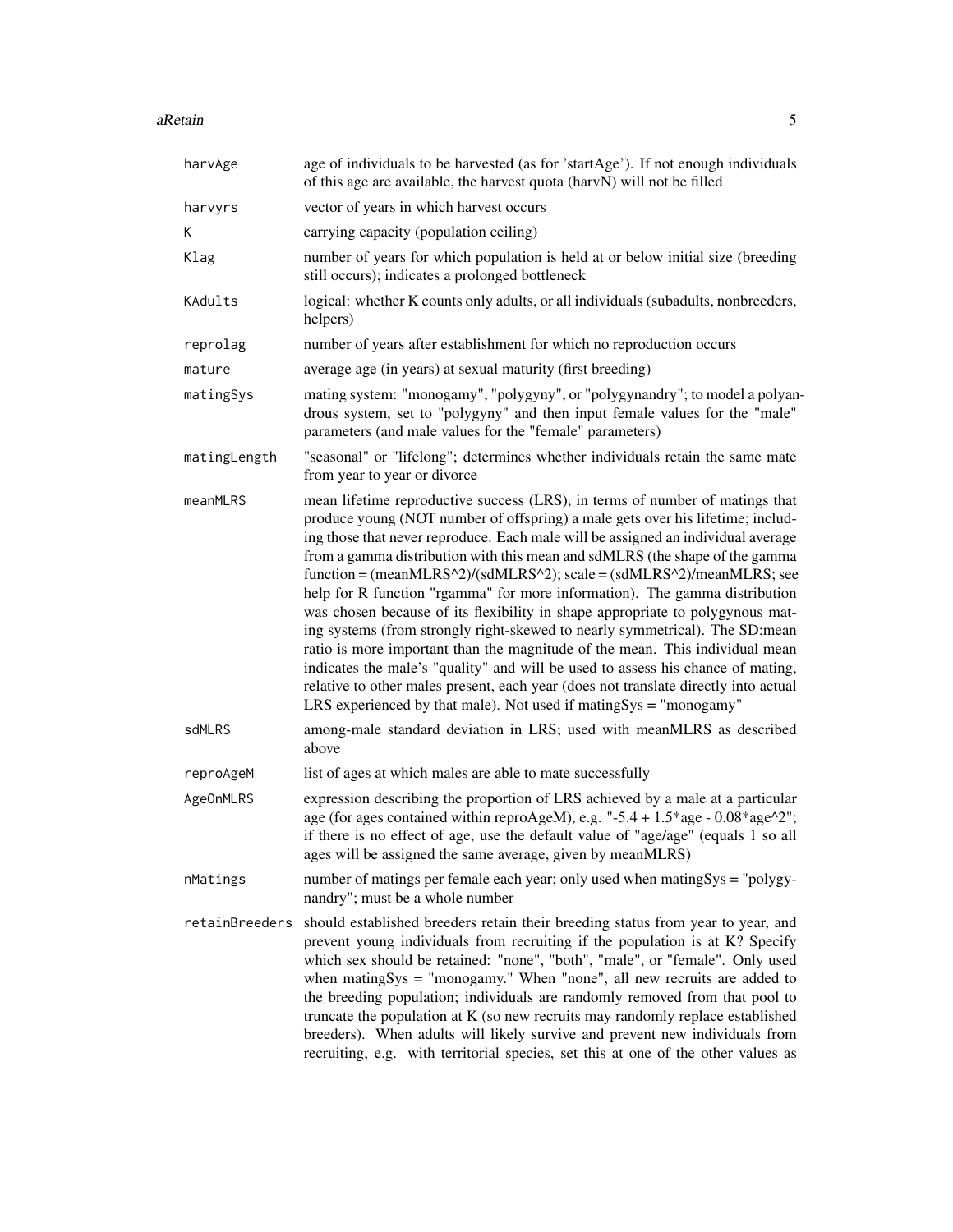| | |
|---|---|
| harvAge | age of individuals to be harvested (as for 'startAge'). If not enough individuals of this age are available, the harvest quota (harvN) will not be filled |
| harvyrs | vector of years in which harvest occurs |
| K | carrying capacity (population ceiling) |
| Klag | number of years for which population is held at or below initial size (breeding still occurs); indicates a prolonged bottleneck |
| KAdults | logical: whether K counts only adults, or all individuals (subadults, nonbreeders, helpers) |
| reprolag | number of years after establishment for which no reproduction occurs |
| mature | average age (in years) at sexual maturity (first breeding) |
| matingSys | mating system: "monogamy", "polygyny", or "polygynandry"; to model a polyandrous system, set to "polygyny" and then input female values for the "male" parameters (and male values for the "female" parameters) |
| matingLength | "seasonal" or "lifelong"; determines whether individuals retain the same mate from year to year or divorce |
| meanMLRS | mean lifetime reproductive success (LRS), in terms of number of matings that produce young (NOT number of offspring) a male gets over his lifetime; including those that never reproduce. Each male will be assigned an individual average from a gamma distribution with this mean and sdMLRS (the shape of the gamma function = (meanMLRS^2)/(sdMLRS^2); scale = (sdMLRS^2)/meanMLRS; see help for R function "rgamma" for more information). The gamma distribution was chosen because of its flexibility in shape appropriate to polygynous mating systems (from strongly right-skewed to nearly symmetrical). The SD:mean ratio is more important than the magnitude of the mean. This individual mean indicates the male's "quality" and will be used to assess his chance of mating, relative to other males present, each year (does not translate directly into actual LRS experienced by that male). Not used if matingSys = "monogamy" |
| sdMLRS | among-male standard deviation in LRS; used with meanMLRS as described above |
| reproAgeM | list of ages at which males are able to mate successfully |
| AgeOnMLRS | expression describing the proportion of LRS achieved by a male at a particular age (for ages contained within reproAgeM), e.g. "-5.4 + 1.5*age - 0.08*age^2"; if there is no effect of age, use the default value of "age/age" (equals 1 so all ages will be assigned the same average, given by meanMLRS) |
| nMatings | number of matings per female each year; only used when matingSys = "polygynandry"; must be a whole number |
| retainBreeders | should established breeders retain their breeding status from year to year, and prevent young individuals from recruiting if the population is at K? Specify which sex should be retained: "none", "both", "male", or "female". Only used when matingSys = "monogamy." When "none", all new recruits are added to the breeding population; individuals are randomly removed from that pool to truncate the population at K (so new recruits may randomly replace established breeders). When adults will likely survive and prevent new individuals from recruiting, e.g. with territorial species, set this at one of the other values as |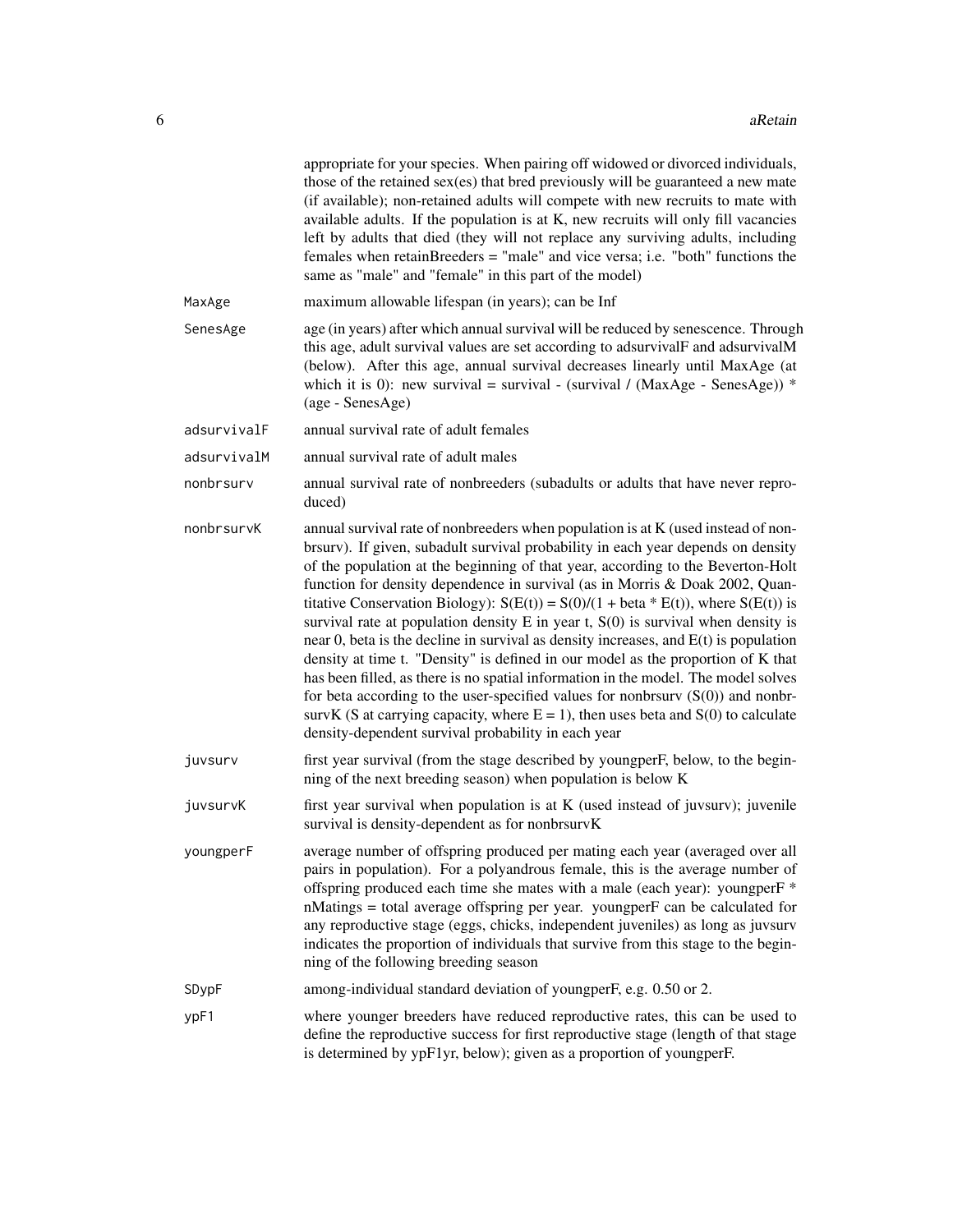appropriate for your species. When pairing off widowed or divorced individuals, those of the retained sex(es) that bred previously will be guaranteed a new mate (if available); non-retained adults will compete with new recruits to mate with available adults. If the population is at K, new recruits will only fill vacancies left by adults that died (they will not replace any surviving adults, including females when retainBreeders = "male" and vice versa; i.e. "both" functions the same as "male" and "female" in this part of the model)

| | |
|---|---|
| MaxAge | maximum allowable lifespan (in years); can be Inf |
| SenesAge | age (in years) after which annual survival will be reduced by senescence. Through this age, adult survival values are set according to adsurvivalF and adsurvivalM (below). After this age, annual survival decreases linearly until MaxAge (at which it is 0): new survival = survival - (survival / (MaxAge - SenesAge)) * (age - SenesAge) |
| adsurvivalF | annual survival rate of adult females |
| adsurvivalM | annual survival rate of adult males |
| nonbrsurv | annual survival rate of nonbreeders (subadults or adults that have never reproduced) |
| nonbrsurvK | annual survival rate of nonbreeders when population is at K (used instead of nonbrsurv). If given, subadult survival probability in each year depends on density of the population at the beginning of that year, according to the Beverton-Holt function for density dependence in survival (as in Morris & Doak 2002, Quantitative Conservation Biology): $S(E(t)) = S(0)/(1 + beta * E(t))$, where $S(E(t))$ is survival rate at population density E in year t, $S(0)$ is survival when density is near 0, beta is the decline in survival as density increases, and $E(t)$ is population density at time t. "Density" is defined in our model as the proportion of K that has been filled, as there is no spatial information in the model. The model solves for beta according to the user-specified values for nonbrsurv ($S(0)$) and nonbrsurvK (S at carrying capacity, where $E = 1$), then uses beta and $S(0)$ to calculate density-dependent survival probability in each year |
| juvsurv | first year survival (from the stage described by youngperF, below, to the beginning of the next breeding season) when population is below K |
| juvsurvK | first year survival when population is at K (used instead of juvsurv); juvenile survival is density-dependent as for nonbrsurvK |
| youngperF | average number of offspring produced per mating each year (averaged over all pairs in population). For a polyandrous female, this is the average number of offspring produced each time she mates with a male (each year): youngperF * nMatings = total average offspring per year. youngperF can be calculated for any reproductive stage (eggs, chicks, independent juveniles) as long as juvsurv indicates the proportion of individuals that survive from this stage to the beginning of the following breeding season |
| SDypF | among-individual standard deviation of youngperF, e.g. 0.50 or 2. |
| ypF1 | where younger breeders have reduced reproductive rates, this can be used to define the reproductive success for first reproductive stage (length of that stage is determined by ypF1yr, below); given as a proportion of youngperF. |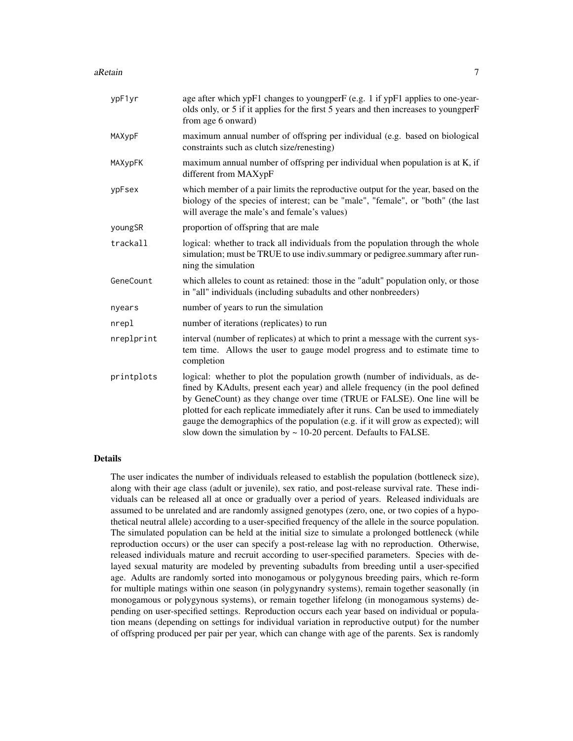| | |
|---|---|
| ypF1yr | age after which ypF1 changes to youngperF (e.g. 1 if ypF1 applies to one-year-olds only, or 5 if it applies for the first 5 years and then increases to youngperF from age 6 onward) |
| MAXypF | maximum annual number of offspring per individual (e.g. based on biological constraints such as clutch size/renesting) |
| MAXypFK | maximum annual number of offspring per individual when population is at K, if different from MAXypF |
| ypFsex | which member of a pair limits the reproductive output for the year, based on the biology of the species of interest; can be "male", "female", or "both" (the last will average the male's and female's values) |
| youngSR | proportion of offspring that are male |
| trackall | logical: whether to track all individuals from the population through the whole simulation; must be TRUE to use indiv.summary or pedigree.summary after running the simulation |
| GeneCount | which alleles to count as retained: those in the "adult" population only, or those in "all" individuals (including subadults and other nonbreeders) |
| nyears | number of years to run the simulation |
| nrepl | number of iterations (replicates) to run |
| nreplprint | interval (number of replicates) at which to print a message with the current system time. Allows the user to gauge model progress and to estimate time to completion |
| printplots | logical: whether to plot the population growth (number of individuals, as defined by KAdults, present each year) and allele frequency (in the pool defined by GeneCount) as they change over time (TRUE or FALSE). One line will be plotted for each replicate immediately after it runs. Can be used to immediately gauge the demographics of the population (e.g. if it will grow as expected); will slow down the simulation by ~ 10-20 percent. Defaults to FALSE. |

## Details

The user indicates the number of individuals released to establish the population (bottleneck size), along with their age class (adult or juvenile), sex ratio, and post-release survival rate. These individuals can be released all at once or gradually over a period of years. Released individuals are assumed to be unrelated and are randomly assigned genotypes (zero, one, or two copies of a hypothetical neutral allele) according to a user-specified frequency of the allele in the source population. The simulated population can be held at the initial size to simulate a prolonged bottleneck (while reproduction occurs) or the user can specify a post-release lag with no reproduction. Otherwise, released individuals mature and recruit according to user-specified parameters. Species with delayed sexual maturity are modeled by preventing subadults from breeding until a user-specified age. Adults are randomly sorted into monogamous or polygynous breeding pairs, which re-form for multiple matings within one season (in polygynandry systems), remain together seasonally (in monogamous or polygynous systems), or remain together lifelong (in monogamous systems) depending on user-specified settings. Reproduction occurs each year based on individual or population means (depending on settings for individual variation in reproductive output) for the number of offspring produced per pair per year, which can change with age of the parents. Sex is randomly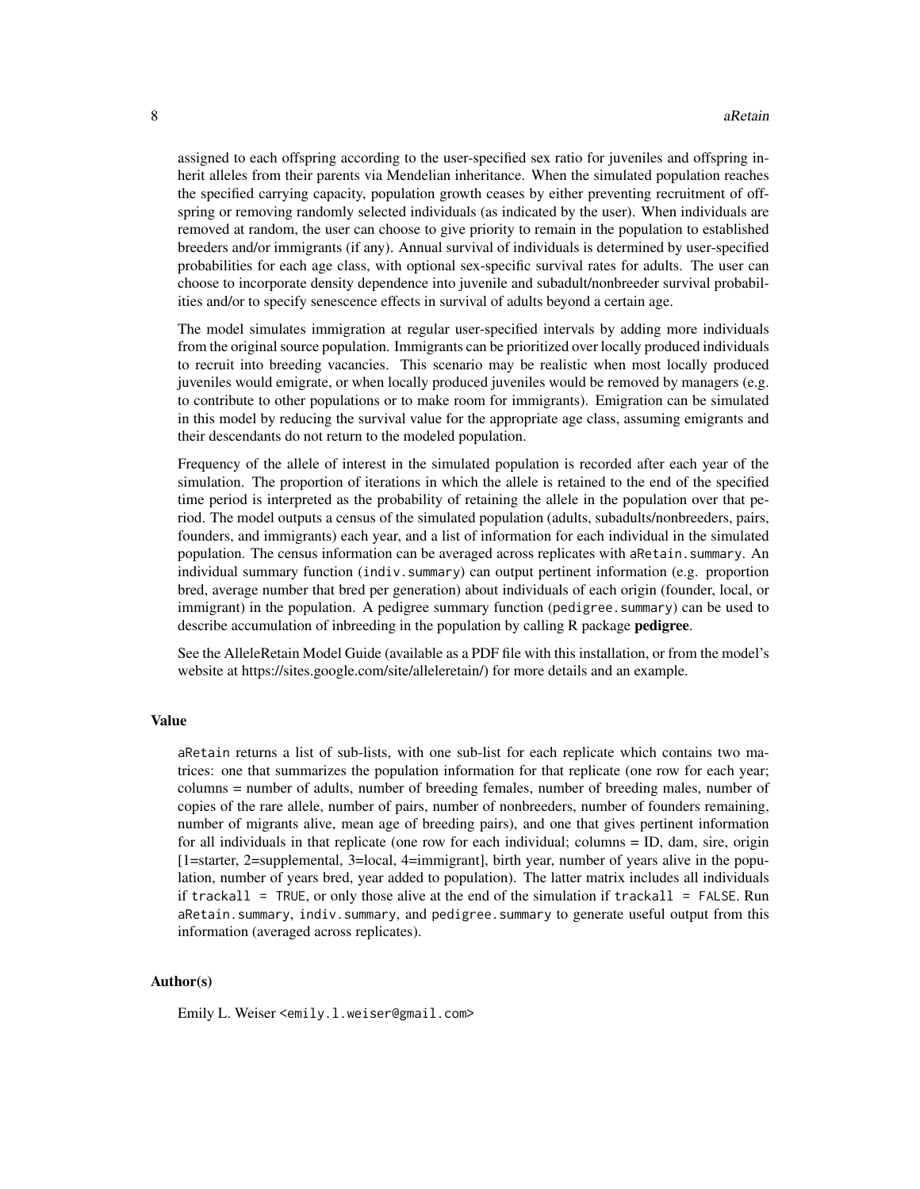assigned to each offspring according to the user-specified sex ratio for juveniles and offspring inherit alleles from their parents via Mendelian inheritance. When the simulated population reaches the specified carrying capacity, population growth ceases by either preventing recruitment of offspring or removing randomly selected individuals (as indicated by the user). When individuals are removed at random, the user can choose to give priority to remain in the population to established breeders and/or immigrants (if any). Annual survival of individuals is determined by user-specified probabilities for each age class, with optional sex-specific survival rates for adults. The user can choose to incorporate density dependence into juvenile and subadult/nonbreeder survival probabilities and/or to specify senescence effects in survival of adults beyond a certain age.

The model simulates immigration at regular user-specified intervals by adding more individuals from the original source population. Immigrants can be prioritized over locally produced individuals to recruit into breeding vacancies. This scenario may be realistic when most locally produced juveniles would emigrate, or when locally produced juveniles would be removed by managers (e.g. to contribute to other populations or to make room for immigrants). Emigration can be simulated in this model by reducing the survival value for the appropriate age class, assuming emigrants and their descendants do not return to the modeled population.

Frequency of the allele of interest in the simulated population is recorded after each year of the simulation. The proportion of iterations in which the allele is retained to the end of the specified time period is interpreted as the probability of retaining the allele in the population over that period. The model outputs a census of the simulated population (adults, subadults/nonbreeders, pairs, founders, and immigrants) each year, and a list of information for each individual in the simulated population. The census information can be averaged across replicates with `aRetain.summary`. An individual summary function (`indiv.summary`) can output pertinent information (e.g. proportion bred, average number that bred per generation) about individuals of each origin (founder, local, or immigrant) in the population. A pedigree summary function (`pedigree.summary`) can be used to describe accumulation of inbreeding in the population by calling R package **pedigree**.

See the AlleleRetain Model Guide (available as a PDF file with this installation, or from the model's website at https://sites.google.com/site/alleleretain/) for more details and an example.

### Value

`aRetain` returns a list of sub-lists, with one sub-list for each replicate which contains two matrices: one that summarizes the population information for that replicate (one row for each year; columns = number of adults, number of breeding females, number of breeding males, number of copies of the rare allele, number of pairs, number of nonbreeders, number of founders remaining, number of migrants alive, mean age of breeding pairs), and one that gives pertinent information for all individuals in that replicate (one row for each individual; columns = ID, dam, sire, origin [1=starter, 2=supplemental, 3=local, 4=immigrant], birth year, number of years alive in the population, number of years bred, year added to population). The latter matrix includes all individuals if `trackall = TRUE`, or only those alive at the end of the simulation if `trackall = FALSE`. Run `aRetain.summary`, `indiv.summary`, and `pedigree.summary` to generate useful output from this information (averaged across replicates).

### Author(s)

Emily L. Weiser <emily.l.weiser@gmail.com>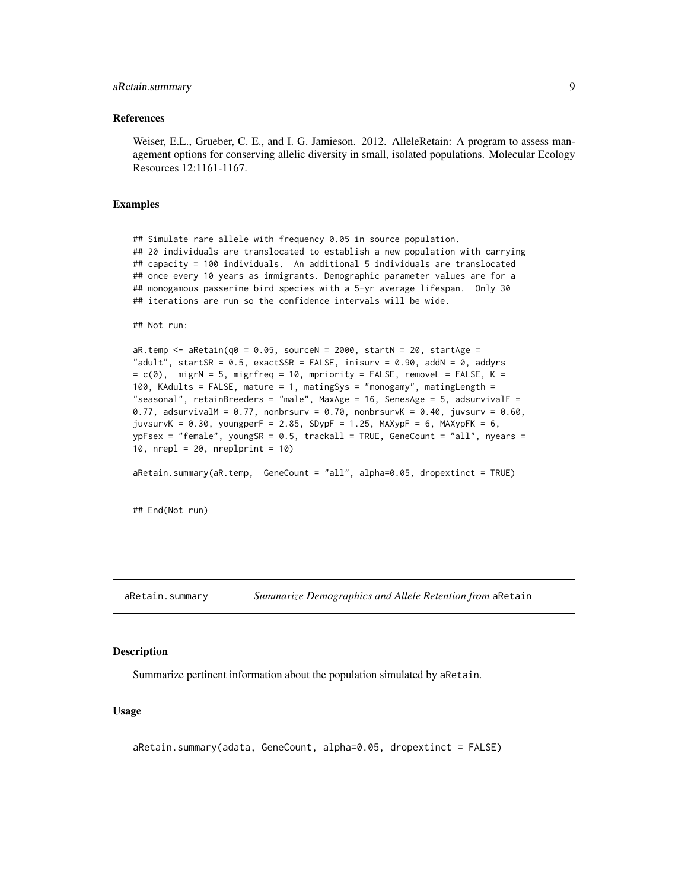### References

Weiser, E.L., Grueber, C. E., and I. G. Jamieson. 2012. AlleleRetain: A program to assess management options for conserving allelic diversity in small, isolated populations. Molecular Ecology Resources 12:1161-1167.

### Examples

```
## Simulate rare allele with frequency 0.05 in source population.
## 20 individuals are translocated to establish a new population with carrying
## capacity = 100 individuals.  An additional 5 individuals are translocated
## once every 10 years as immigrants. Demographic parameter values are for a
## monogamous passerine bird species with a 5-yr average lifespan.  Only 30
## iterations are run so the confidence intervals will be wide.

## Not run:

aR.temp <- aRetain(q0 = 0.05, sourceN = 2000, startN = 20, startAge =
"adult", startSR = 0.5, exactSSR = FALSE, inisurv = 0.90, addN = 0, addyrs
= c(0),  migrN = 5, migrfreq = 10, mpriority = FALSE, removeL = FALSE, K =
100, KAdults = FALSE, mature = 1, matingSys = "monogamy", matingLength =
"seasonal", retainBreeders = "male", MaxAge = 16, SenesAge = 5, adsurvivalF =
0.77, adsurvivalM = 0.77, nonbrsurv = 0.70, nonbrsurvK = 0.40, juvsurv = 0.60,
juvsurvK = 0.30, youngperF = 2.85, SDypF = 1.25, MAXypF = 6, MAXypFK = 6,
ypFsex = "female", youngSR = 0.5, trackall = TRUE, GeneCount = "all", nyears =
10, nrepl = 20, nreplprint = 10)

aRetain.summary(aR.temp,  GeneCount = "all", alpha=0.05, dropextinct = TRUE)


## End(Not run)
```

---

## aRetain.summary — *Summarize Demographics and Allele Retention from* `aRetain`

### Description

Summarize pertinent information about the population simulated by `aRetain`.

### Usage

```
aRetain.summary(adata, GeneCount, alpha=0.05, dropextinct = FALSE)
```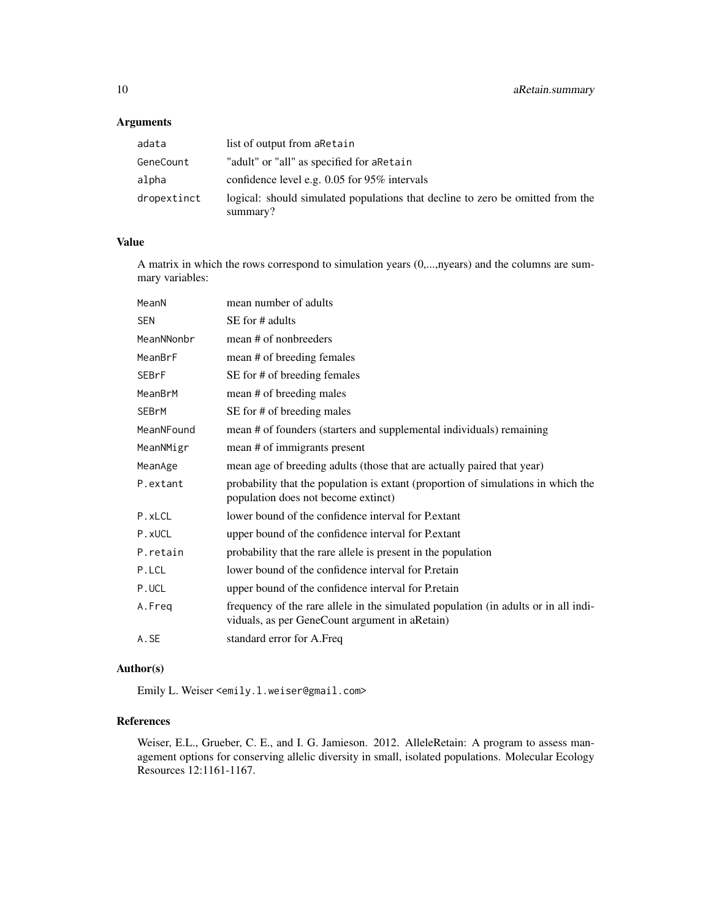### Arguments

| | |
|---|---|
| adata | list of output from aRetain |
| GeneCount | "adult" or "all" as specified for aRetain |
| alpha | confidence level e.g. 0.05 for 95% intervals |
| dropextinct | logical: should simulated populations that decline to zero be omitted from the summary? |

### Value

A matrix in which the rows correspond to simulation years (0,...,nyears) and the columns are summary variables:

| | |
|---|---|
| MeanN | mean number of adults |
| SEN | SE for # adults |
| MeanNNonbr | mean # of nonbreeders |
| MeanBrF | mean # of breeding females |
| SEBrF | SE for # of breeding females |
| MeanBrM | mean # of breeding males |
| SEBrM | SE for # of breeding males |
| MeanNFound | mean # of founders (starters and supplemental individuals) remaining |
| MeanNMigr | mean # of immigrants present |
| MeanAge | mean age of breeding adults (those that are actually paired that year) |
| P.extant | probability that the population is extant (proportion of simulations in which the population does not become extinct) |
| P.xLCL | lower bound of the confidence interval for P.extant |
| P.xUCL | upper bound of the confidence interval for P.extant |
| P.retain | probability that the rare allele is present in the population |
| P.LCL | lower bound of the confidence interval for P.retain |
| P.UCL | upper bound of the confidence interval for P.retain |
| A.Freq | frequency of the rare allele in the simulated population (in adults or in all individuals, as per GeneCount argument in aRetain) |
| A.SE | standard error for A.Freq |

### Author(s)

Emily L. Weiser <emily.l.weiser@gmail.com>

### References

Weiser, E.L., Grueber, C. E., and I. G. Jamieson. 2012. AlleleRetain: A program to assess management options for conserving allelic diversity in small, isolated populations. Molecular Ecology Resources 12:1161-1167.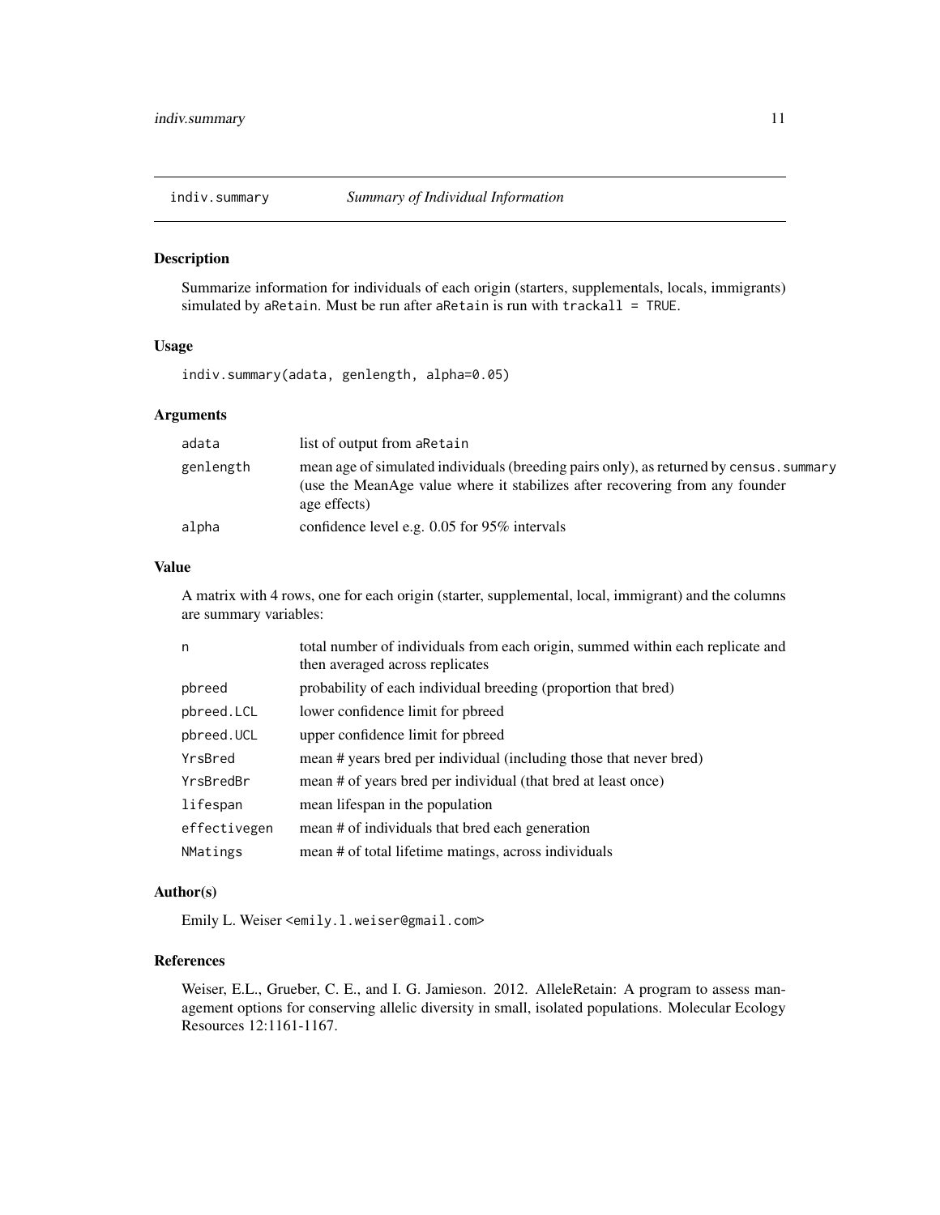# indiv.summary — *Summary of Individual Information*

## Description

Summarize information for individuals of each origin (starters, supplementals, locals, immigrants) simulated by `aRetain`. Must be run after `aRetain` is run with `trackall = TRUE`.

## Usage

```
indiv.summary(adata, genlength, alpha=0.05)
```

## Arguments

| | |
|---|---|
| `adata` | list of output from `aRetain` |
| `genlength` | mean age of simulated individuals (breeding pairs only), as returned by `census.summary` (use the MeanAge value where it stabilizes after recovering from any founder age effects) |
| `alpha` | confidence level e.g. 0.05 for 95% intervals |

## Value

A matrix with 4 rows, one for each origin (starter, supplemental, local, immigrant) and the columns are summary variables:

| | |
|---|---|
| `n` | total number of individuals from each origin, summed within each replicate and then averaged across replicates |
| `pbreed` | probability of each individual breeding (proportion that bred) |
| `pbreed.LCL` | lower confidence limit for pbreed |
| `pbreed.UCL` | upper confidence limit for pbreed |
| `YrsBred` | mean # years bred per individual (including those that never bred) |
| `YrsBredBr` | mean # of years bred per individual (that bred at least once) |
| `lifespan` | mean lifespan in the population |
| `effectivegen` | mean # of individuals that bred each generation |
| `NMatings` | mean # of total lifetime matings, across individuals |

## Author(s)

Emily L. Weiser <emily.l.weiser@gmail.com>

## References

Weiser, E.L., Grueber, C. E., and I. G. Jamieson. 2012. AlleleRetain: A program to assess management options for conserving allelic diversity in small, isolated populations. Molecular Ecology Resources 12:1161-1167.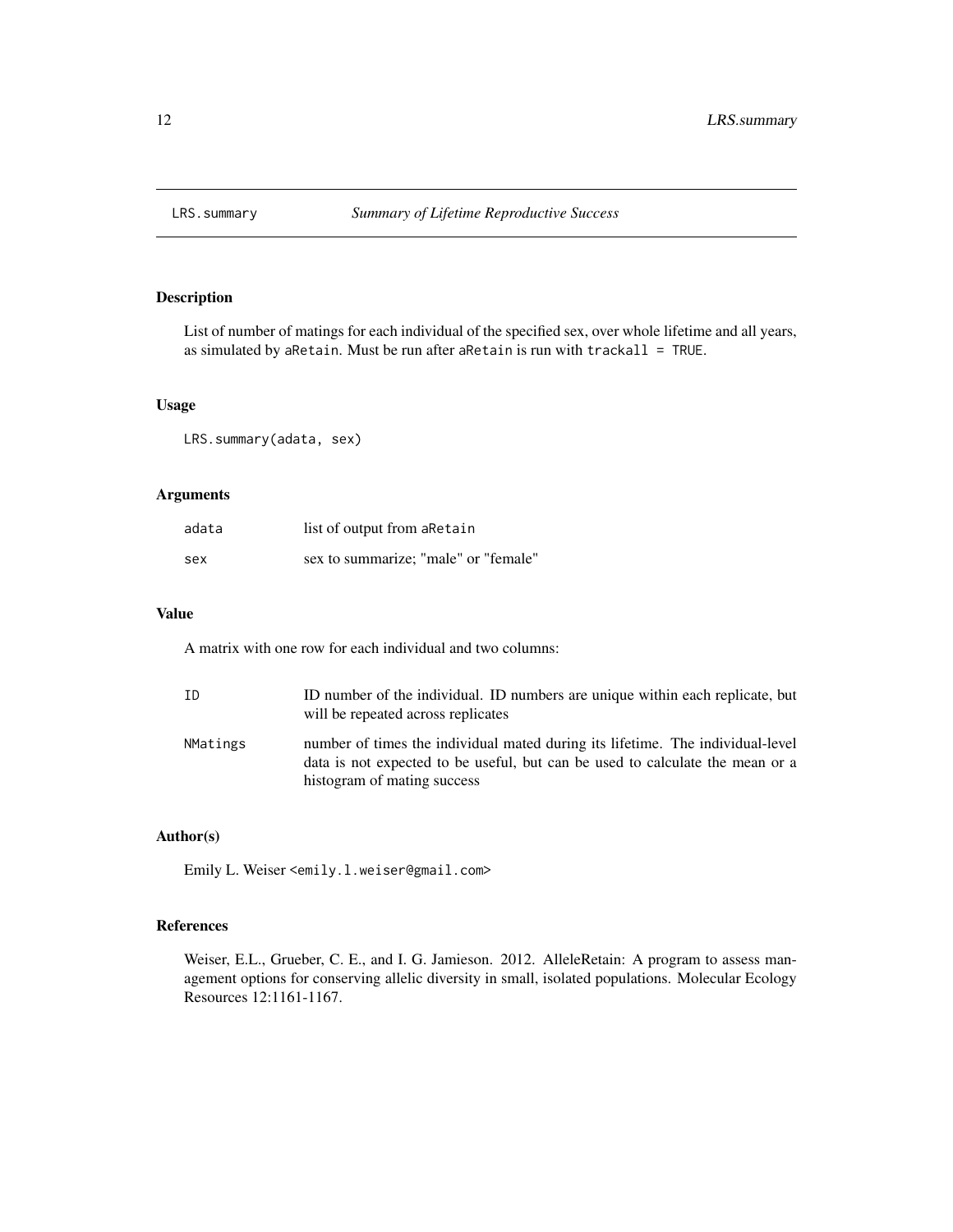# LRS.summary *Summary of Lifetime Reproductive Success*

## Description

List of number of matings for each individual of the specified sex, over whole lifetime and all years, as simulated by `aRetain`. Must be run after `aRetain` is run with `trackall = TRUE`.

## Usage

```
LRS.summary(adata, sex)
```

## Arguments

| | |
|---|---|
| `adata` | list of output from `aRetain` |
| `sex` | sex to summarize; "male" or "female" |

## Value

A matrix with one row for each individual and two columns:

| | |
|---|---|
| `ID` | ID number of the individual. ID numbers are unique within each replicate, but will be repeated across replicates |
| `NMatings` | number of times the individual mated during its lifetime. The individual-level data is not expected to be useful, but can be used to calculate the mean or a histogram of mating success |

## Author(s)

Emily L. Weiser <emily.l.weiser@gmail.com>

## References

Weiser, E.L., Grueber, C. E., and I. G. Jamieson. 2012. AlleleRetain: A program to assess management options for conserving allelic diversity in small, isolated populations. Molecular Ecology Resources 12:1161-1167.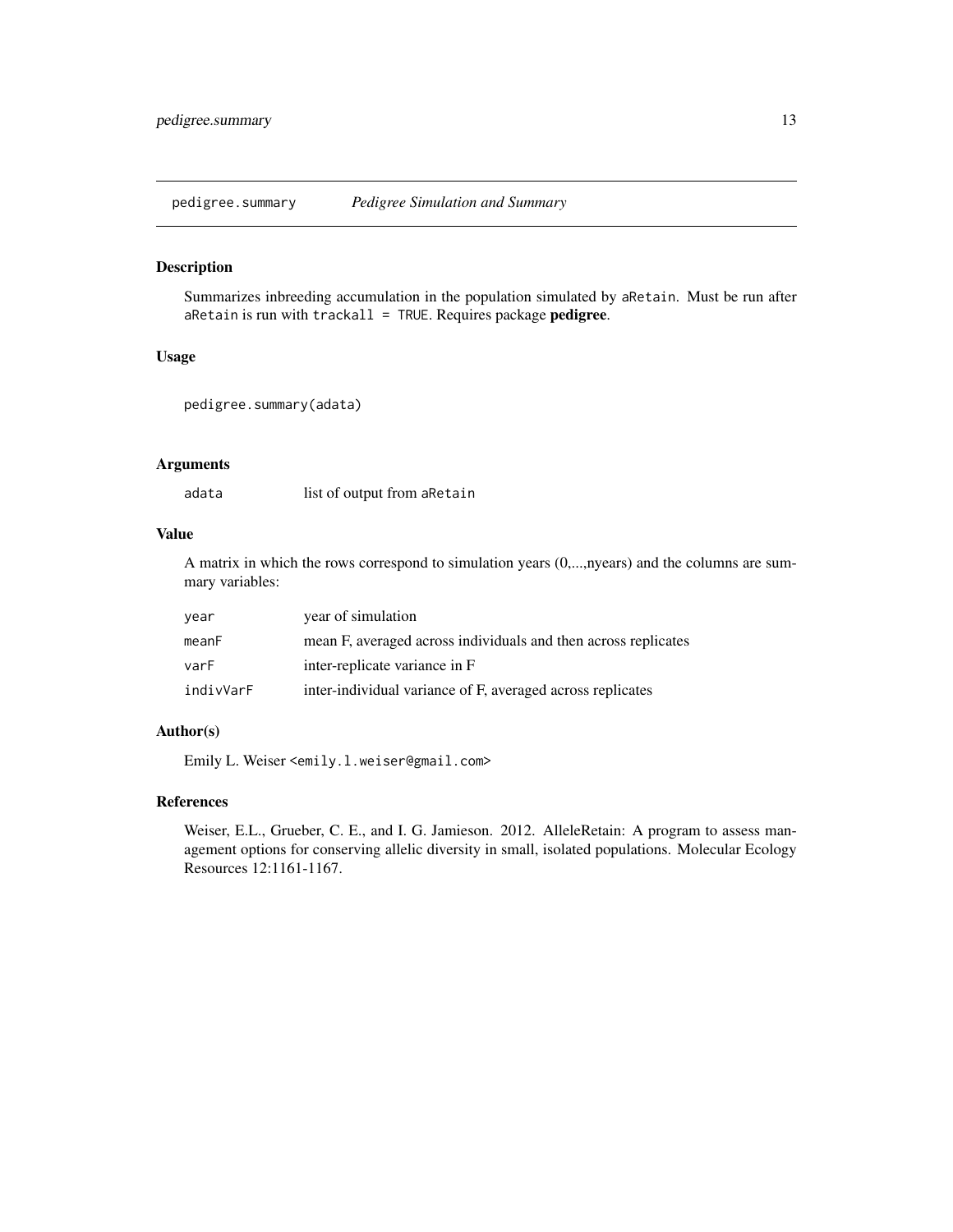# pedigree.summary — *Pedigree Simulation and Summary*

## Description

Summarizes inbreeding accumulation in the population simulated by `aRetain`. Must be run after `aRetain` is run with `trackall = TRUE`. Requires package **pedigree**.

## Usage

```
pedigree.summary(adata)
```

## Arguments

| | |
|---|---|
| `adata` | list of output from `aRetain` |

## Value

A matrix in which the rows correspond to simulation years (0,...,nyears) and the columns are summary variables:

| | |
|---|---|
| `year` | year of simulation |
| `meanF` | mean F, averaged across individuals and then across replicates |
| `varF` | inter-replicate variance in F |
| `indivVarF` | inter-individual variance of F, averaged across replicates |

## Author(s)

Emily L. Weiser <emily.l.weiser@gmail.com>

## References

Weiser, E.L., Grueber, C. E., and I. G. Jamieson. 2012. AlleleRetain: A program to assess management options for conserving allelic diversity in small, isolated populations. Molecular Ecology Resources 12:1161-1167.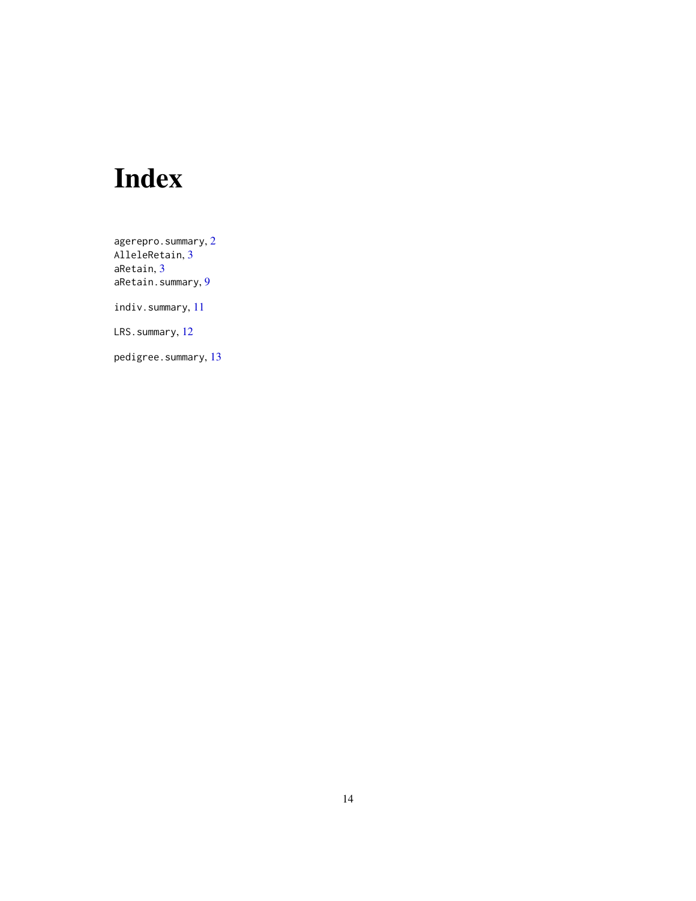# Index

agerepro.summary, 2
AlleleRetain, 3
aRetain, 3
aRetain.summary, 9

indiv.summary, 11

LRS.summary, 12

pedigree.summary, 13